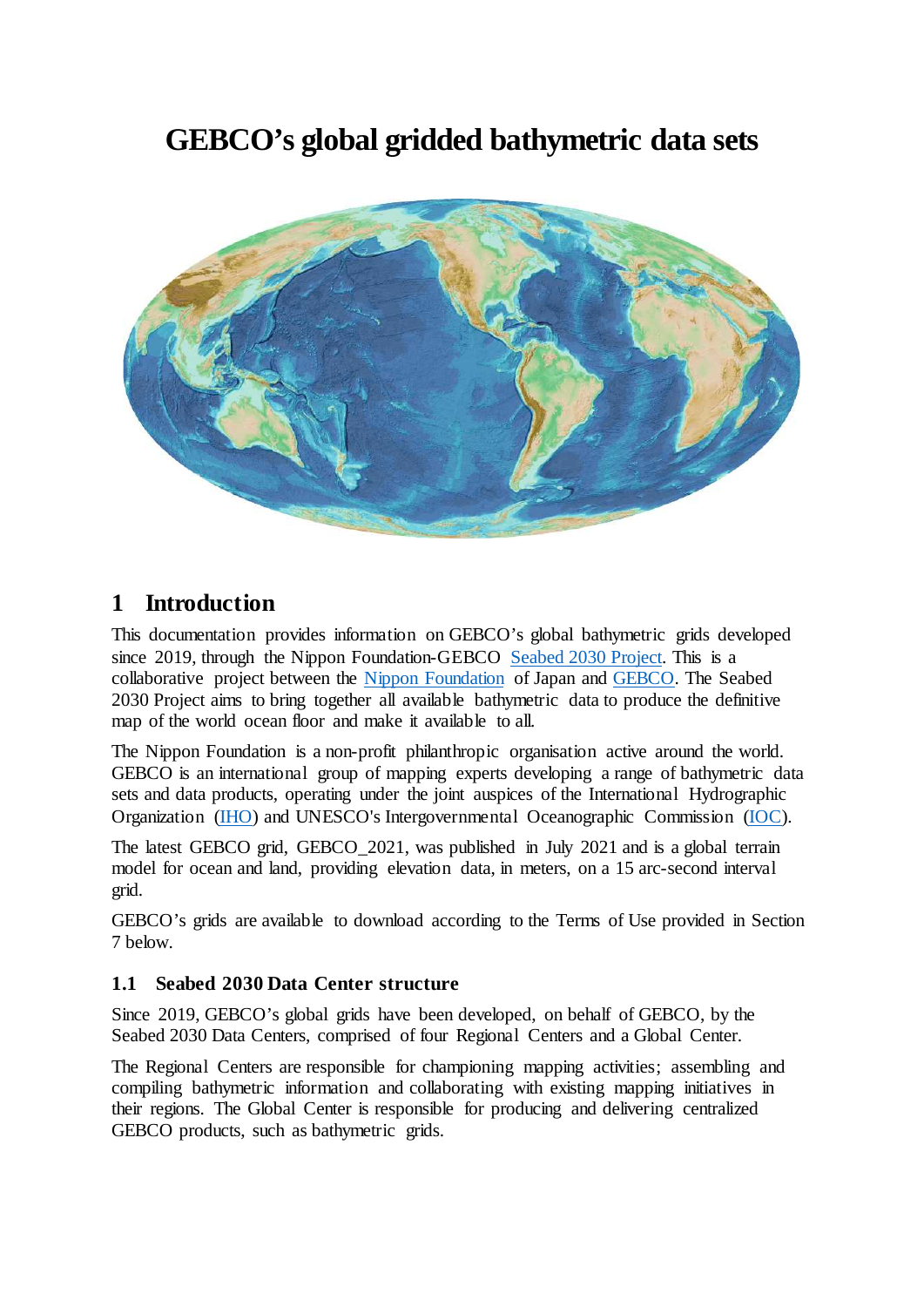# GEBCO's global gridded bathymetric data sets

## 1 Introduction

This documentation provides information on GEBCO's global bathymetric grids developed since 2019, through the Nippon Foundation-GEBCO Seabed 2030 Project. This is a collaborative project between the Nippon Foundation of Japan and GEBCO. The Seabed 2030 Project aims to bring together all available bathymetric data to produce the definitive map of the world ocean floor and make it available to all.

The Nippon Foundation is a non-profit philanthropic organisation active around the world. GEBCO is an international group of mapping experts developing a range of bathymetric data sets and data products, operating under the joint auspices of the International Hydrographic Organization (IHO) and UNESCO's Intergovernmental Oceanographic Commission (IOC).

The latest GEBCO grid, GEBCO_2021, was published in July 2021 and is a global terrain model for ocean and land, providing elevation data, in meters, on a 15 arc-second interval grid.

GEBCO's grids are available to download according to the Terms of Use provided in Section 7 below.

### 1.1 Seabed 2030 Data Center structure

Since 2019, GEBCO's global grids have been developed, on behalf of GEBCO, by the Seabed 2030 Data Centers, comprised of four Regional Centers and a Global Center.

The Regional Centers are responsible for championing mapping activities; assembling and compiling bathymetric information and collaborating with existing mapping initiatives in their regions. The Global Center is responsible for producing and delivering centralized GEBCO products, such as bathymetric grids.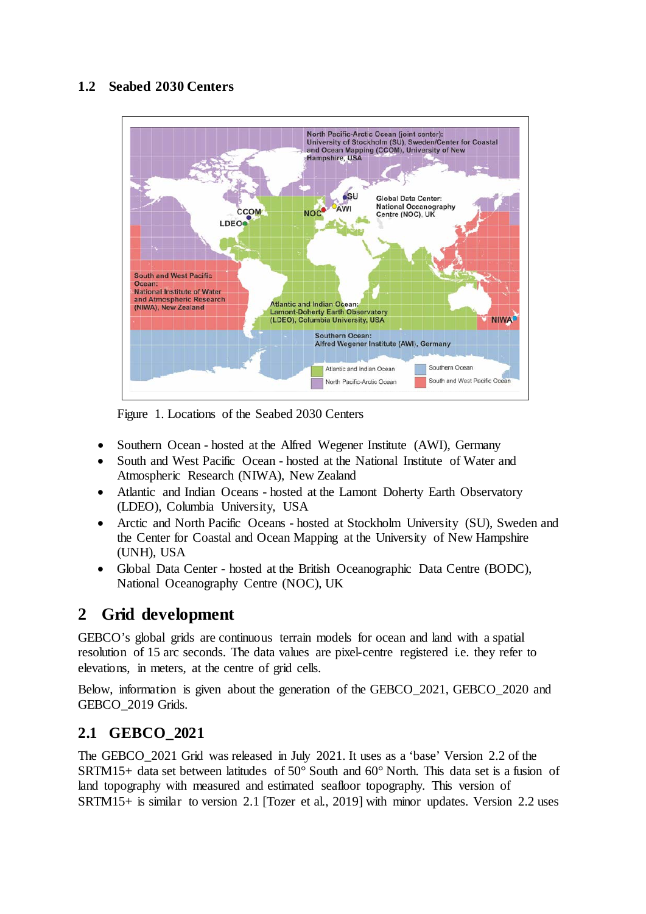## 1.2 Seabed 2030 Centers

Figure 1. Locations of the Seabed 2030 Centers

- Southern Ocean - hosted at the Alfred Wegener Institute (AWI), Germany
- South and West Pacific Ocean - hosted at the National Institute of Water and Atmospheric Research (NIWA), New Zealand
- Atlantic and Indian Oceans - hosted at the Lamont Doherty Earth Observatory (LDEO), Columbia University, USA
- Arctic and North Pacific Oceans - hosted at Stockholm University (SU), Sweden and the Center for Coastal and Ocean Mapping at the University of New Hampshire (UNH), USA
- Global Data Center - hosted at the British Oceanographic Data Centre (BODC), National Oceanography Centre (NOC), UK

# 2 Grid development

GEBCO's global grids are continuous terrain models for ocean and land with a spatial resolution of 15 arc seconds. The data values are pixel-centre registered i.e. they refer to elevations, in meters, at the centre of grid cells.

Below, information is given about the generation of the GEBCO_2021, GEBCO_2020 and GEBCO_2019 Grids.

## 2.1 GEBCO_2021

The GEBCO_2021 Grid was released in July 2021. It uses as a 'base' Version 2.2 of the SRTM15+ data set between latitudes of 50° South and 60° North. This data set is a fusion of land topography with measured and estimated seafloor topography. This version of SRTM15+ is similar to version 2.1 [Tozer et al., 2019] with minor updates. Version 2.2 uses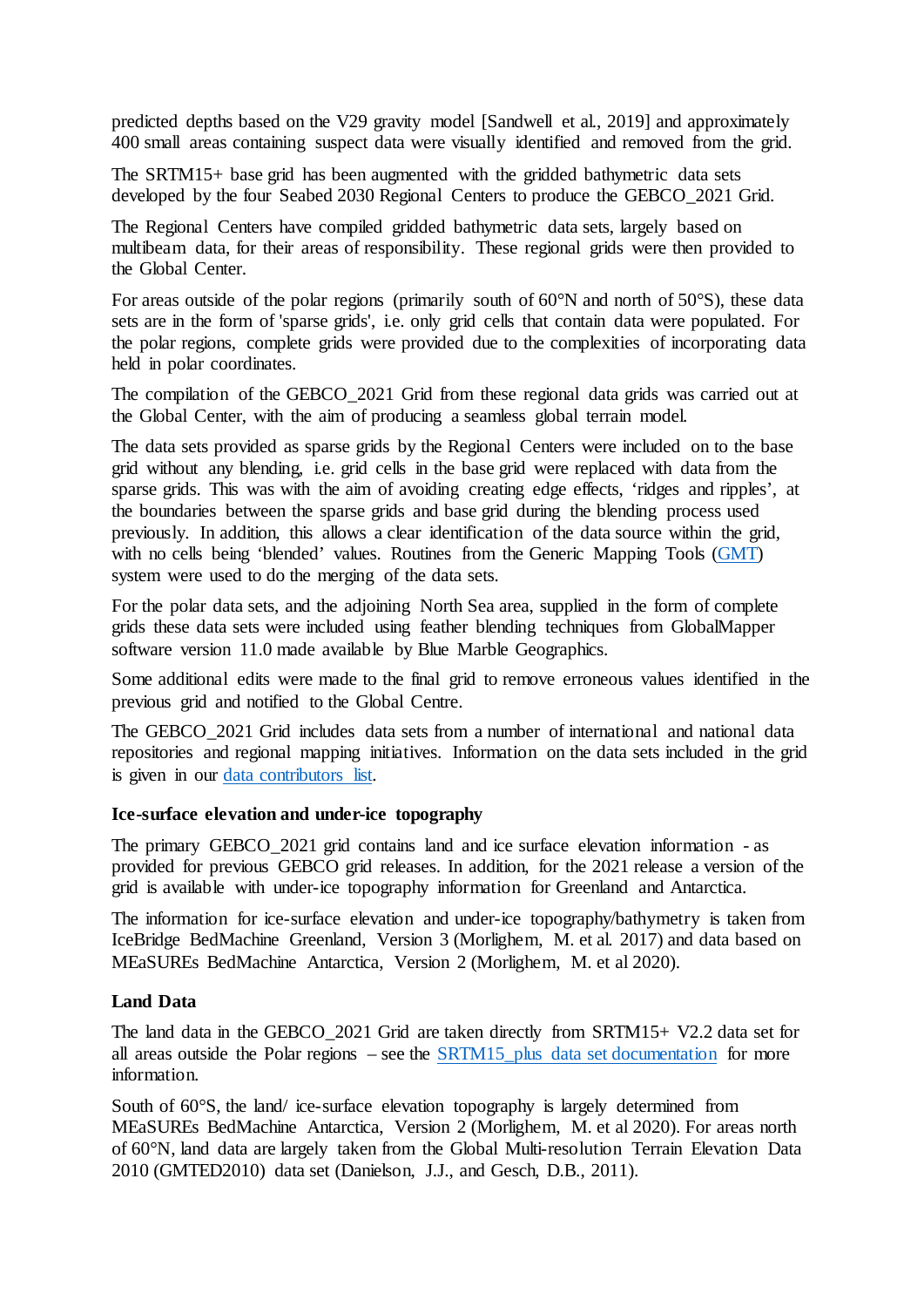predicted depths based on the V29 gravity model [Sandwell et al., 2019] and approximately 400 small areas containing suspect data were visually identified and removed from the grid.

The SRTM15+ base grid has been augmented with the gridded bathymetric data sets developed by the four Seabed 2030 Regional Centers to produce the GEBCO_2021 Grid.

The Regional Centers have compiled gridded bathymetric data sets, largely based on multibeam data, for their areas of responsibility. These regional grids were then provided to the Global Center.

For areas outside of the polar regions (primarily south of 60°N and north of 50°S), these data sets are in the form of 'sparse grids', i.e. only grid cells that contain data were populated. For the polar regions, complete grids were provided due to the complexities of incorporating data held in polar coordinates.

The compilation of the GEBCO_2021 Grid from these regional data grids was carried out at the Global Center, with the aim of producing a seamless global terrain model.

The data sets provided as sparse grids by the Regional Centers were included on to the base grid without any blending, i.e. grid cells in the base grid were replaced with data from the sparse grids. This was with the aim of avoiding creating edge effects, 'ridges and ripples', at the boundaries between the sparse grids and base grid during the blending process used previously. In addition, this allows a clear identification of the data source within the grid, with no cells being 'blended' values. Routines from the Generic Mapping Tools (GMT) system were used to do the merging of the data sets.

For the polar data sets, and the adjoining North Sea area, supplied in the form of complete grids these data sets were included using feather blending techniques from GlobalMapper software version 11.0 made available by Blue Marble Geographics.

Some additional edits were made to the final grid to remove erroneous values identified in the previous grid and notified to the Global Centre.

The GEBCO_2021 Grid includes data sets from a number of international and national data repositories and regional mapping initiatives. Information on the data sets included in the grid is given in our data contributors list.

**Ice-surface elevation and under-ice topography**

The primary GEBCO_2021 grid contains land and ice surface elevation information - as provided for previous GEBCO grid releases. In addition, for the 2021 release a version of the grid is available with under-ice topography information for Greenland and Antarctica.

The information for ice-surface elevation and under-ice topography/bathymetry is taken from IceBridge BedMachine Greenland, Version 3 (Morlighem, M. et al. 2017) and data based on MEaSUREs BedMachine Antarctica, Version 2 (Morlighem, M. et al 2020).

**Land Data**

The land data in the GEBCO_2021 Grid are taken directly from SRTM15+ V2.2 data set for all areas outside the Polar regions – see the SRTM15_plus data set documentation for more information.

South of 60°S, the land/ ice-surface elevation topography is largely determined from MEaSUREs BedMachine Antarctica, Version 2 (Morlighem, M. et al 2020). For areas north of 60°N, land data are largely taken from the Global Multi-resolution Terrain Elevation Data 2010 (GMTED2010) data set (Danielson, J.J., and Gesch, D.B., 2011).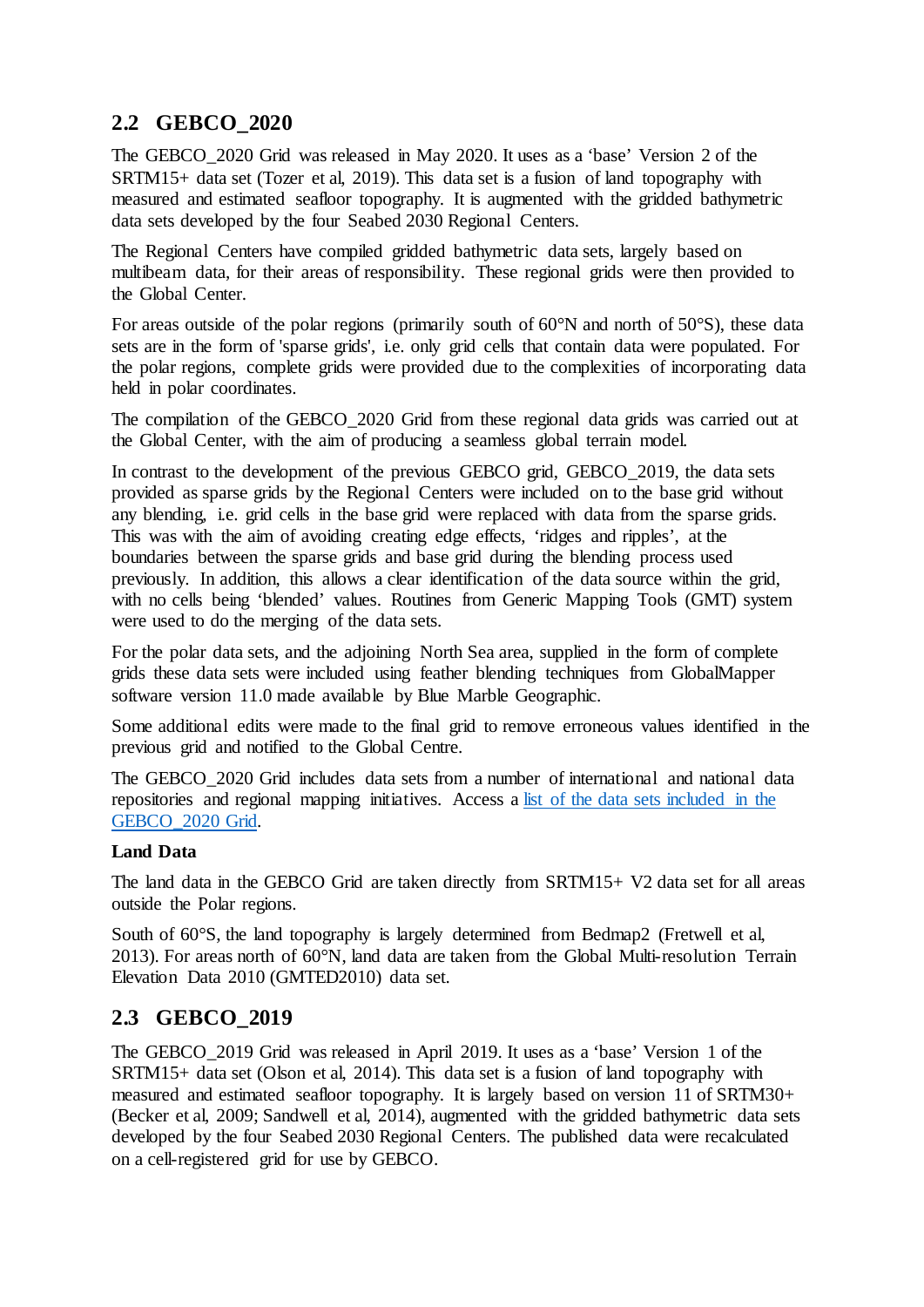## 2.2 GEBCO_2020

The GEBCO_2020 Grid was released in May 2020. It uses as a 'base' Version 2 of the SRTM15+ data set (Tozer et al, 2019). This data set is a fusion of land topography with measured and estimated seafloor topography. It is augmented with the gridded bathymetric data sets developed by the four Seabed 2030 Regional Centers.

The Regional Centers have compiled gridded bathymetric data sets, largely based on multibeam data, for their areas of responsibility. These regional grids were then provided to the Global Center.

For areas outside of the polar regions (primarily south of 60°N and north of 50°S), these data sets are in the form of 'sparse grids', i.e. only grid cells that contain data were populated. For the polar regions, complete grids were provided due to the complexities of incorporating data held in polar coordinates.

The compilation of the GEBCO_2020 Grid from these regional data grids was carried out at the Global Center, with the aim of producing a seamless global terrain model.

In contrast to the development of the previous GEBCO grid, GEBCO_2019, the data sets provided as sparse grids by the Regional Centers were included on to the base grid without any blending, i.e. grid cells in the base grid were replaced with data from the sparse grids. This was with the aim of avoiding creating edge effects, 'ridges and ripples', at the boundaries between the sparse grids and base grid during the blending process used previously. In addition, this allows a clear identification of the data source within the grid, with no cells being 'blended' values. Routines from Generic Mapping Tools (GMT) system were used to do the merging of the data sets.

For the polar data sets, and the adjoining North Sea area, supplied in the form of complete grids these data sets were included using feather blending techniques from GlobalMapper software version 11.0 made available by Blue Marble Geographic.

Some additional edits were made to the final grid to remove erroneous values identified in the previous grid and notified to the Global Centre.

The GEBCO_2020 Grid includes data sets from a number of international and national data repositories and regional mapping initiatives. Access a list of the data sets included in the GEBCO_2020 Grid.

**Land Data**

The land data in the GEBCO Grid are taken directly from SRTM15+ V2 data set for all areas outside the Polar regions.

South of 60°S, the land topography is largely determined from Bedmap2 (Fretwell et al, 2013). For areas north of 60°N, land data are taken from the Global Multi-resolution Terrain Elevation Data 2010 (GMTED2010) data set.

## 2.3 GEBCO_2019

The GEBCO_2019 Grid was released in April 2019. It uses as a 'base' Version 1 of the SRTM15+ data set (Olson et al, 2014). This data set is a fusion of land topography with measured and estimated seafloor topography. It is largely based on version 11 of SRTM30+ (Becker et al, 2009; Sandwell et al, 2014), augmented with the gridded bathymetric data sets developed by the four Seabed 2030 Regional Centers. The published data were recalculated on a cell-registered grid for use by GEBCO.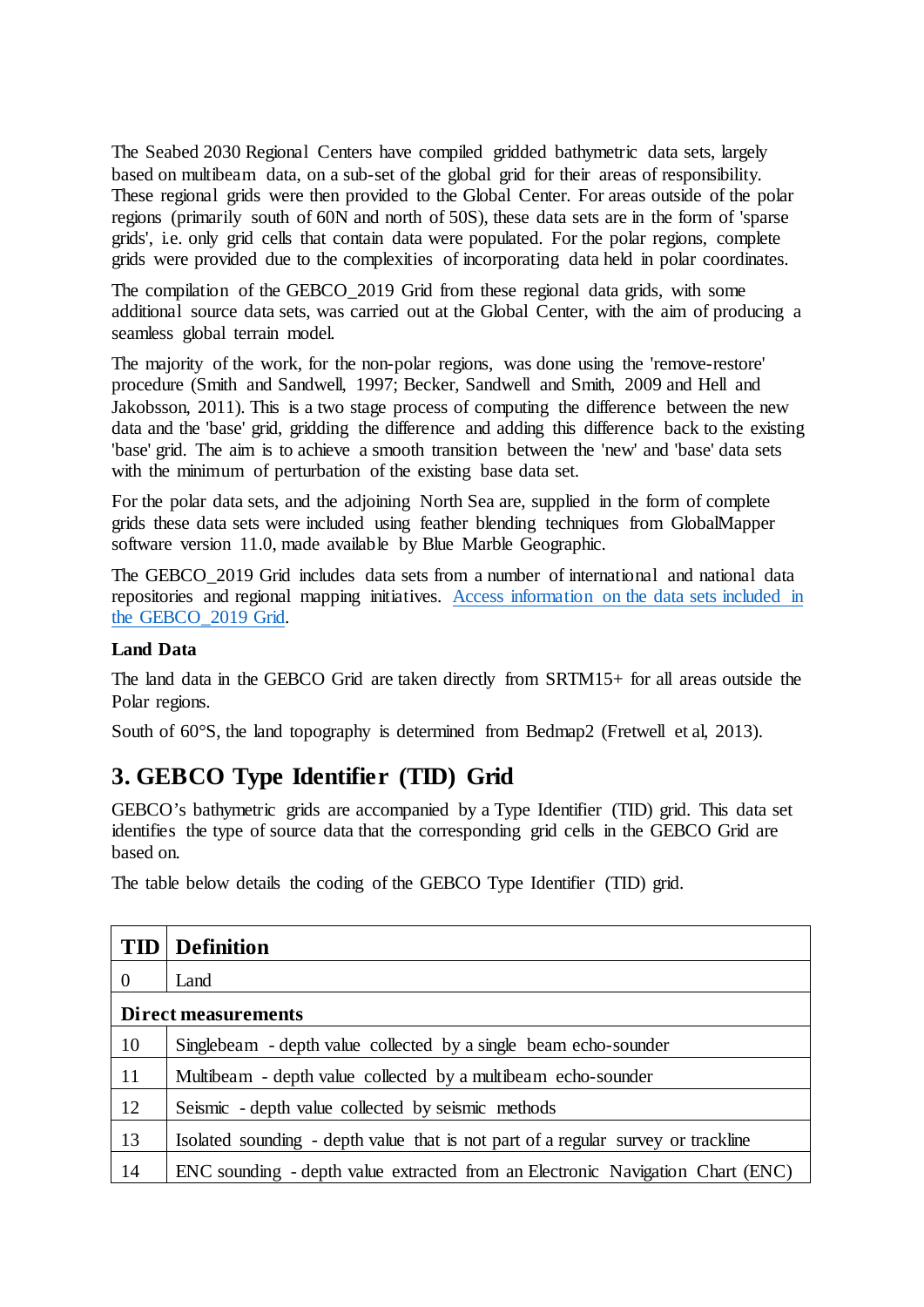The Seabed 2030 Regional Centers have compiled gridded bathymetric data sets, largely based on multibeam data, on a sub-set of the global grid for their areas of responsibility. These regional grids were then provided to the Global Center. For areas outside of the polar regions (primarily south of 60N and north of 50S), these data sets are in the form of 'sparse grids', i.e. only grid cells that contain data were populated. For the polar regions, complete grids were provided due to the complexities of incorporating data held in polar coordinates.

The compilation of the GEBCO_2019 Grid from these regional data grids, with some additional source data sets, was carried out at the Global Center, with the aim of producing a seamless global terrain model.

The majority of the work, for the non-polar regions, was done using the 'remove-restore' procedure (Smith and Sandwell, 1997; Becker, Sandwell and Smith, 2009 and Hell and Jakobsson, 2011). This is a two stage process of computing the difference between the new data and the 'base' grid, gridding the difference and adding this difference back to the existing 'base' grid. The aim is to achieve a smooth transition between the 'new' and 'base' data sets with the minimum of perturbation of the existing base data set.

For the polar data sets, and the adjoining North Sea are, supplied in the form of complete grids these data sets were included using feather blending techniques from GlobalMapper software version 11.0, made available by Blue Marble Geographic.

The GEBCO_2019 Grid includes data sets from a number of international and national data repositories and regional mapping initiatives. [Access information on the data sets included in the GEBCO_2019 Grid].

**Land Data**

The land data in the GEBCO Grid are taken directly from SRTM15+ for all areas outside the Polar regions.

South of 60°S, the land topography is determined from Bedmap2 (Fretwell et al, 2013).

## 3. GEBCO Type Identifier (TID) Grid

GEBCO's bathymetric grids are accompanied by a Type Identifier (TID) grid. This data set identifies the type of source data that the corresponding grid cells in the GEBCO Grid are based on.

The table below details the coding of the GEBCO Type Identifier (TID) grid.

| TID | Definition |
|---|---|
| 0 | Land |
| **Direct measurements** | |
| 10 | Singlebeam - depth value collected by a single beam echo-sounder |
| 11 | Multibeam - depth value collected by a multibeam echo-sounder |
| 12 | Seismic - depth value collected by seismic methods |
| 13 | Isolated sounding - depth value that is not part of a regular survey or trackline |
| 14 | ENC sounding - depth value extracted from an Electronic Navigation Chart (ENC) |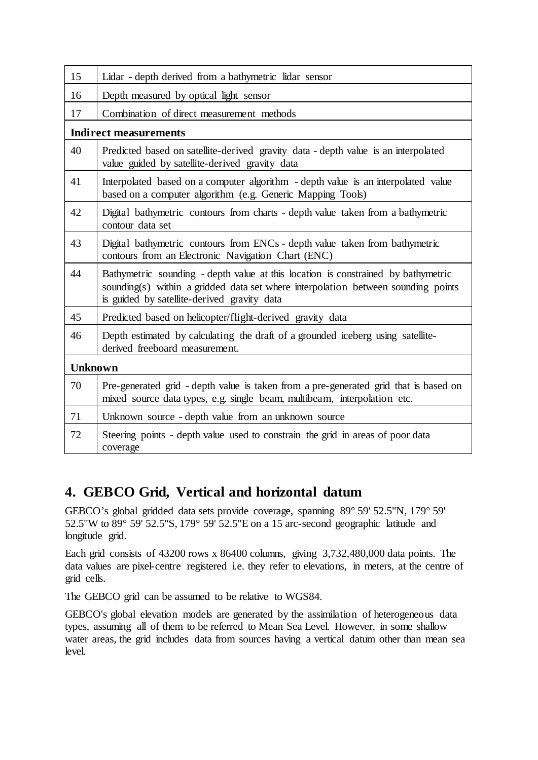| 15 | Lidar - depth derived from a bathymetric lidar sensor |
|---|---|
| 16 | Depth measured by optical light sensor |
| 17 | Combination of direct measurement methods |
| **Indirect measurements** | |
| 40 | Predicted based on satellite-derived gravity data - depth value is an interpolated value guided by satellite-derived gravity data |
| 41 | Interpolated based on a computer algorithm - depth value is an interpolated value based on a computer algorithm (e.g. Generic Mapping Tools) |
| 42 | Digital bathymetric contours from charts - depth value taken from a bathymetric contour data set |
| 43 | Digital bathymetric contours from ENCs - depth value taken from bathymetric contours from an Electronic Navigation Chart (ENC) |
| 44 | Bathymetric sounding - depth value at this location is constrained by bathymetric sounding(s) within a gridded data set where interpolation between sounding points is guided by satellite-derived gravity data |
| 45 | Predicted based on helicopter/flight-derived gravity data |
| 46 | Depth estimated by calculating the draft of a grounded iceberg using satellite-derived freeboard measurement. |
| **Unknown** | |
| 70 | Pre-generated grid - depth value is taken from a pre-generated grid that is based on mixed source data types, e.g. single beam, multibeam, interpolation etc. |
| 71 | Unknown source - depth value from an unknown source |
| 72 | Steering points - depth value used to constrain the grid in areas of poor data coverage |

## 4. GEBCO Grid, Vertical and horizontal datum

GEBCO's global gridded data sets provide coverage, spanning 89° 59' 52.5"N, 179° 59' 52.5"W to 89° 59' 52.5"S, 179° 59' 52.5"E on a 15 arc-second geographic latitude and longitude grid.

Each grid consists of 43200 rows x 86400 columns, giving 3,732,480,000 data points. The data values are pixel-centre registered i.e. they refer to elevations, in meters, at the centre of grid cells.

The GEBCO grid can be assumed to be relative to WGS84.

GEBCO's global elevation models are generated by the assimilation of heterogeneous data types, assuming all of them to be referred to Mean Sea Level. However, in some shallow water areas, the grid includes data from sources having a vertical datum other than mean sea level.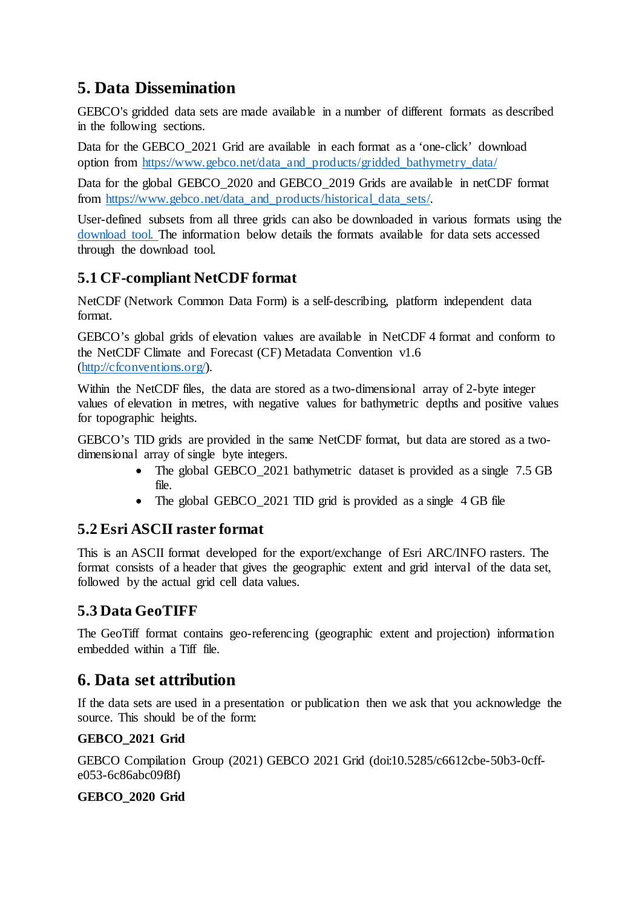## 5. Data Dissemination

GEBCO's gridded data sets are made available in a number of different formats as described in the following sections.

Data for the GEBCO_2021 Grid are available in each format as a 'one-click' download option from https://www.gebco.net/data_and_products/gridded_bathymetry_data/

Data for the global GEBCO_2020 and GEBCO_2019 Grids are available in netCDF format from https://www.gebco.net/data_and_products/historical_data_sets/.

User-defined subsets from all three grids can also be downloaded in various formats using the download tool. The information below details the formats available for data sets accessed through the download tool.

### 5.1 CF-compliant NetCDF format

NetCDF (Network Common Data Form) is a self-describing, platform independent data format.

GEBCO's global grids of elevation values are available in NetCDF 4 format and conform to the NetCDF Climate and Forecast (CF) Metadata Convention v1.6 (http://cfconventions.org/).

Within the NetCDF files, the data are stored as a two-dimensional array of 2-byte integer values of elevation in metres, with negative values for bathymetric depths and positive values for topographic heights.

GEBCO's TID grids are provided in the same NetCDF format, but data are stored as a two-dimensional array of single byte integers.

- The global GEBCO_2021 bathymetric dataset is provided as a single 7.5 GB file.
- The global GEBCO_2021 TID grid is provided as a single 4 GB file

### 5.2 Esri ASCII raster format

This is an ASCII format developed for the export/exchange of Esri ARC/INFO rasters. The format consists of a header that gives the geographic extent and grid interval of the data set, followed by the actual grid cell data values.

### 5.3 Data GeoTIFF

The GeoTiff format contains geo-referencing (geographic extent and projection) information embedded within a Tiff file.

## 6. Data set attribution

If the data sets are used in a presentation or publication then we ask that you acknowledge the source. This should be of the form:

**GEBCO_2021 Grid**

GEBCO Compilation Group (2021) GEBCO 2021 Grid (doi:10.5285/c6612cbe-50b3-0cff-e053-6c86abc09f8f)

**GEBCO_2020 Grid**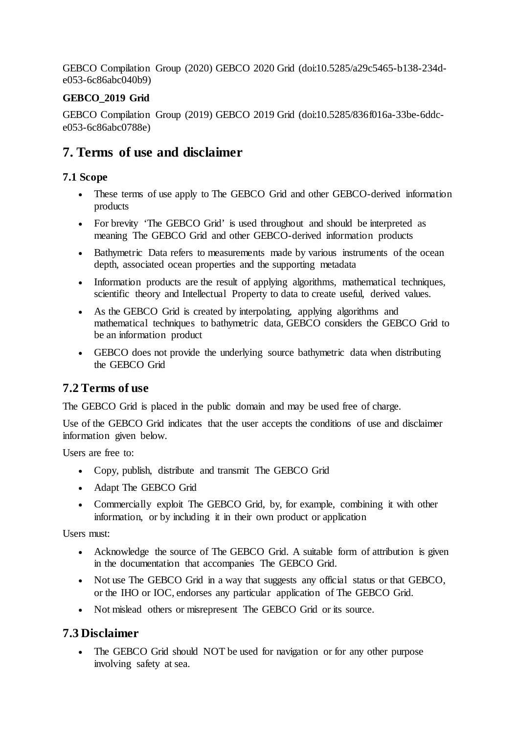GEBCO Compilation Group (2020) GEBCO 2020 Grid (doi:10.5285/a29c5465-b138-234d-e053-6c86abc040b9)

**GEBCO_2019 Grid**

GEBCO Compilation Group (2019) GEBCO 2019 Grid (doi:10.5285/836f016a-33be-6ddc-e053-6c86abc0788e)

# 7. Terms of use and disclaimer

### 7.1 Scope

- These terms of use apply to The GEBCO Grid and other GEBCO-derived information products
- For brevity 'The GEBCO Grid' is used throughout and should be interpreted as meaning The GEBCO Grid and other GEBCO-derived information products
- Bathymetric Data refers to measurements made by various instruments of the ocean depth, associated ocean properties and the supporting metadata
- Information products are the result of applying algorithms, mathematical techniques, scientific theory and Intellectual Property to data to create useful, derived values.
- As the GEBCO Grid is created by interpolating, applying algorithms and mathematical techniques to bathymetric data, GEBCO considers the GEBCO Grid to be an information product
- GEBCO does not provide the underlying source bathymetric data when distributing the GEBCO Grid

## 7.2 Terms of use

The GEBCO Grid is placed in the public domain and may be used free of charge.

Use of the GEBCO Grid indicates that the user accepts the conditions of use and disclaimer information given below.

Users are free to:

- Copy, publish, distribute and transmit The GEBCO Grid
- Adapt The GEBCO Grid
- Commercially exploit The GEBCO Grid, by, for example, combining it with other information, or by including it in their own product or application

Users must:

- Acknowledge the source of The GEBCO Grid. A suitable form of attribution is given in the documentation that accompanies The GEBCO Grid.
- Not use The GEBCO Grid in a way that suggests any official status or that GEBCO, or the IHO or IOC, endorses any particular application of The GEBCO Grid.
- Not mislead others or misrepresent The GEBCO Grid or its source.

## 7.3 Disclaimer

- The GEBCO Grid should NOT be used for navigation or for any other purpose involving safety at sea.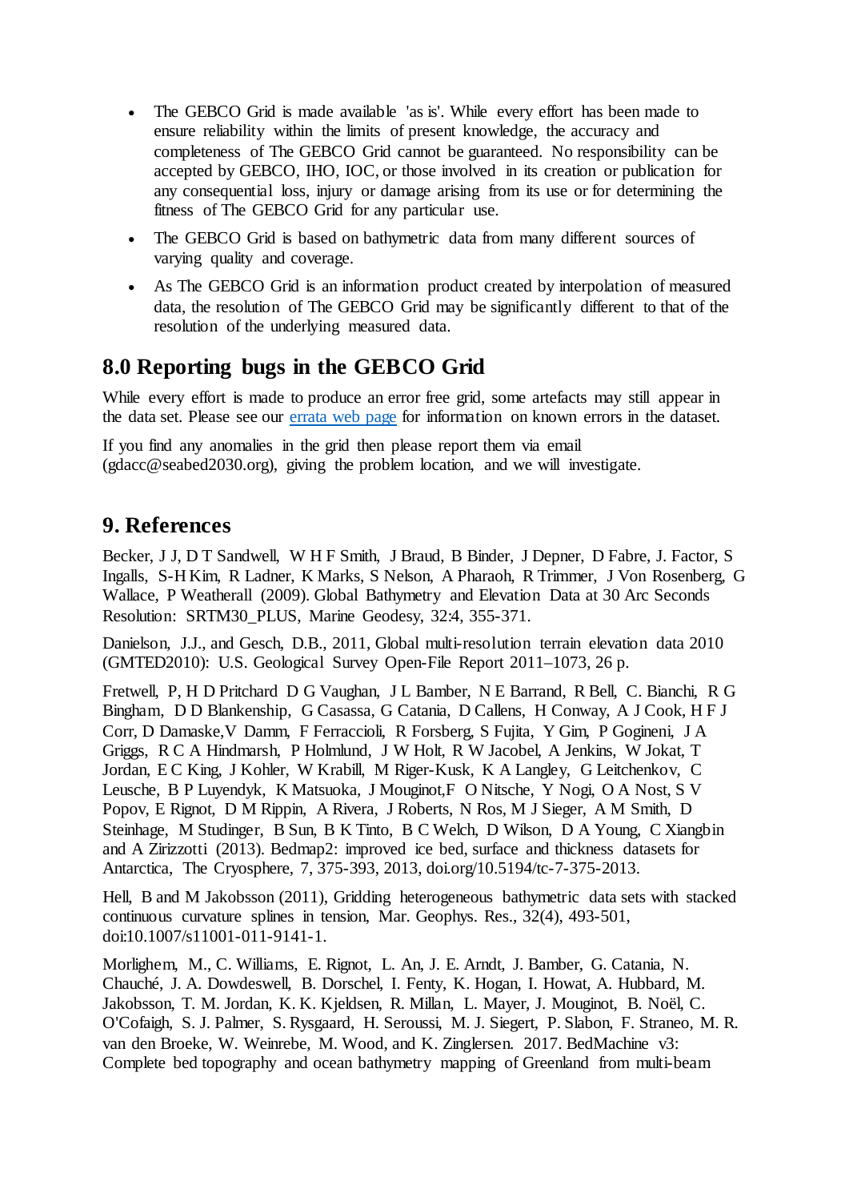- The GEBCO Grid is made available 'as is'. While every effort has been made to ensure reliability within the limits of present knowledge, the accuracy and completeness of The GEBCO Grid cannot be guaranteed. No responsibility can be accepted by GEBCO, IHO, IOC, or those involved in its creation or publication for any consequential loss, injury or damage arising from its use or for determining the fitness of The GEBCO Grid for any particular use.
- The GEBCO Grid is based on bathymetric data from many different sources of varying quality and coverage.
- As The GEBCO Grid is an information product created by interpolation of measured data, the resolution of The GEBCO Grid may be significantly different to that of the resolution of the underlying measured data.

## 8.0 Reporting bugs in the GEBCO Grid

While every effort is made to produce an error free grid, some artefacts may still appear in the data set. Please see our errata web page for information on known errors in the dataset.

If you find any anomalies in the grid then please report them via email (gdacc@seabed2030.org), giving the problem location, and we will investigate.

## 9. References

Becker, J J, D T Sandwell, W H F Smith, J Braud, B Binder, J Depner, D Fabre, J. Factor, S Ingalls, S-H Kim, R Ladner, K Marks, S Nelson, A Pharaoh, R Trimmer, J Von Rosenberg, G Wallace, P Weatherall (2009). Global Bathymetry and Elevation Data at 30 Arc Seconds Resolution: SRTM30_PLUS, Marine Geodesy, 32:4, 355-371.

Danielson, J.J., and Gesch, D.B., 2011, Global multi-resolution terrain elevation data 2010 (GMTED2010): U.S. Geological Survey Open-File Report 2011–1073, 26 p.

Fretwell, P, H D Pritchard D G Vaughan, J L Bamber, N E Barrand, R Bell, C. Bianchi, R G Bingham, D D Blankenship, G Casassa, G Catania, D Callens, H Conway, A J Cook, H F J Corr, D Damaske,V Damm, F Ferraccioli, R Forsberg, S Fujita, Y Gim, P Gogineni, J A Griggs, R C A Hindmarsh, P Holmlund, J W Holt, R W Jacobel, A Jenkins, W Jokat, T Jordan, E C King, J Kohler, W Krabill, M Riger-Kusk, K A Langley, G Leitchenkov, C Leusche, B P Luyendyk, K Matsuoka, J Mouginot,F O Nitsche, Y Nogi, O A Nost, S V Popov, E Rignot, D M Rippin, A Rivera, J Roberts, N Ros, M J Sieger, A M Smith, D Steinhage, M Studinger, B Sun, B K Tinto, B C Welch, D Wilson, D A Young, C Xiangbin and A Zirizzotti (2013). Bedmap2: improved ice bed, surface and thickness datasets for Antarctica, The Cryosphere, 7, 375-393, 2013, doi.org/10.5194/tc-7-375-2013.

Hell, B and M Jakobsson (2011), Gridding heterogeneous bathymetric data sets with stacked continuous curvature splines in tension, Mar. Geophys. Res., 32(4), 493-501, doi:10.1007/s11001-011-9141-1.

Morlighem, M., C. Williams, E. Rignot, L. An, J. E. Arndt, J. Bamber, G. Catania, N. Chauché, J. A. Dowdeswell, B. Dorschel, I. Fenty, K. Hogan, I. Howat, A. Hubbard, M. Jakobsson, T. M. Jordan, K. K. Kjeldsen, R. Millan, L. Mayer, J. Mouginot, B. Noël, C. O'Cofaigh, S. J. Palmer, S. Rysgaard, H. Seroussi, M. J. Siegert, P. Slabon, F. Straneo, M. R. van den Broeke, W. Weinrebe, M. Wood, and K. Zinglersen. 2017. BedMachine v3: Complete bed topography and ocean bathymetry mapping of Greenland from multi-beam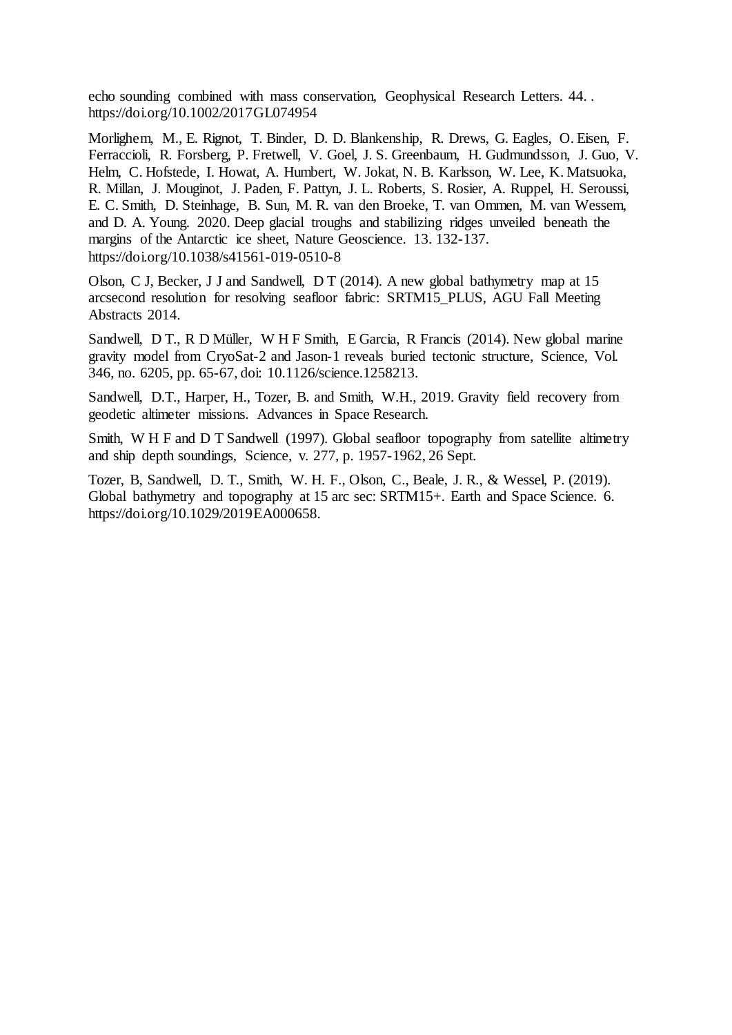echo sounding combined with mass conservation, Geophysical Research Letters. 44. . https://doi.org/10.1002/2017GL074954

Morlighem, M., E. Rignot, T. Binder, D. D. Blankenship, R. Drews, G. Eagles, O. Eisen, F. Ferraccioli, R. Forsberg, P. Fretwell, V. Goel, J. S. Greenbaum, H. Gudmundsson, J. Guo, V. Helm, C. Hofstede, I. Howat, A. Humbert, W. Jokat, N. B. Karlsson, W. Lee, K. Matsuoka, R. Millan, J. Mouginot, J. Paden, F. Pattyn, J. L. Roberts, S. Rosier, A. Ruppel, H. Seroussi, E. C. Smith, D. Steinhage, B. Sun, M. R. van den Broeke, T. van Ommen, M. van Wessem, and D. A. Young. 2020. Deep glacial troughs and stabilizing ridges unveiled beneath the margins of the Antarctic ice sheet, Nature Geoscience. 13. 132-137. https://doi.org/10.1038/s41561-019-0510-8

Olson, C J, Becker, J J and Sandwell, D T (2014). A new global bathymetry map at 15 arcsecond resolution for resolving seafloor fabric: SRTM15_PLUS, AGU Fall Meeting Abstracts 2014.

Sandwell, D T., R D Müller, W H F Smith, E Garcia, R Francis (2014). New global marine gravity model from CryoSat-2 and Jason-1 reveals buried tectonic structure, Science, Vol. 346, no. 6205, pp. 65-67, doi: 10.1126/science.1258213.

Sandwell, D.T., Harper, H., Tozer, B. and Smith, W.H., 2019. Gravity field recovery from geodetic altimeter missions. Advances in Space Research.

Smith, W H F and D T Sandwell (1997). Global seafloor topography from satellite altimetry and ship depth soundings, Science, v. 277, p. 1957-1962, 26 Sept.

Tozer, B, Sandwell, D. T., Smith, W. H. F., Olson, C., Beale, J. R., & Wessel, P. (2019). Global bathymetry and topography at 15 arc sec: SRTM15+. Earth and Space Science. 6. https://doi.org/10.1029/2019EA000658.